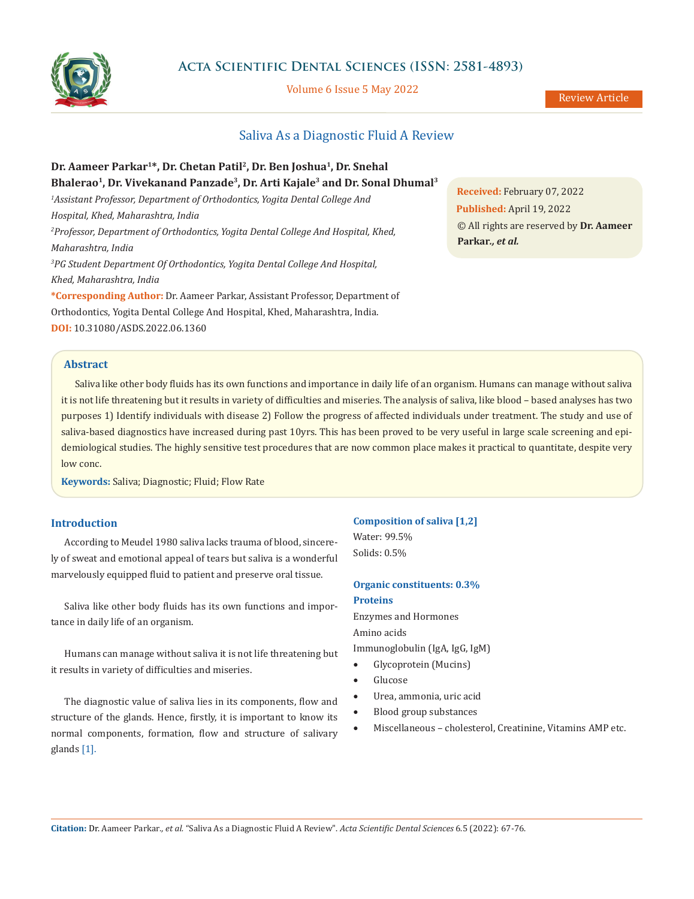# Saliva As a Diagnostic Fluid A Review

**Dr. Aameer Parkar[1]*, Dr. Chetan Patil[2], Dr. Ben Joshua[1], Dr. Snehal Bhalerao[1], Dr. Vivekanand Panzade[3], Dr. Arti Kajale[3] and Dr. Sonal Dhumal[3]**

*[1]Assistant Professor, Department of Orthodontics, Yogita Dental College And Hospital, Khed, Maharashtra, India*

*[2]Professor, Department of Orthodontics, Yogita Dental College And Hospital, Khed, Maharashtra, India*

*[3]PG Student Department Of Orthodontics, Yogita Dental College And Hospital, Khed, Maharashtra, India*

**\*Corresponding Author:** Dr. Aameer Parkar, Assistant Professor, Department of Orthodontics, Yogita Dental College And Hospital, Khed, Maharashtra, India.

**DOI:** 10.31080/ASDS.2022.06.1360

**Received:** February 07, 2022
**Published:** April 19, 2022
© All rights are reserved by **Dr. Aameer Parkar*., et al.***

## Abstract

Saliva like other body fluids has its own functions and importance in daily life of an organism. Humans can manage without saliva it is not life threatening but it results in variety of difficulties and miseries. The analysis of saliva, like blood – based analyses has two purposes 1) Identify individuals with disease 2) Follow the progress of affected individuals under treatment. The study and use of saliva-based diagnostics have increased during past 10yrs. This has been proved to be very useful in large scale screening and epidemiological studies. The highly sensitive test procedures that are now common place makes it practical to quantitate, despite very low conc.

**Keywords:** Saliva; Diagnostic; Fluid; Flow Rate

## Introduction

According to Meudel 1980 saliva lacks trauma of blood, sincerely of sweat and emotional appeal of tears but saliva is a wonderful marvelously equipped fluid to patient and preserve oral tissue.

Saliva like other body fluids has its own functions and importance in daily life of an organism.

Humans can manage without saliva it is not life threatening but it results in variety of difficulties and miseries.

The diagnostic value of saliva lies in its components, flow and structure of the glands. Hence, firstly, it is important to know its normal components, formation, flow and structure of salivary glands [1].

### Composition of saliva [1,2]

Water: 99.5%

Solids: 0.5%

### Organic constituents: 0.3%

### Proteins

Enzymes and Hormones

Amino acids

Immunoglobulin (IgA, IgG, IgM)

- Glycoprotein (Mucins)
- Glucose
- Urea, ammonia, uric acid
- Blood group substances
- Miscellaneous – cholesterol, Creatinine, Vitamins AMP etc.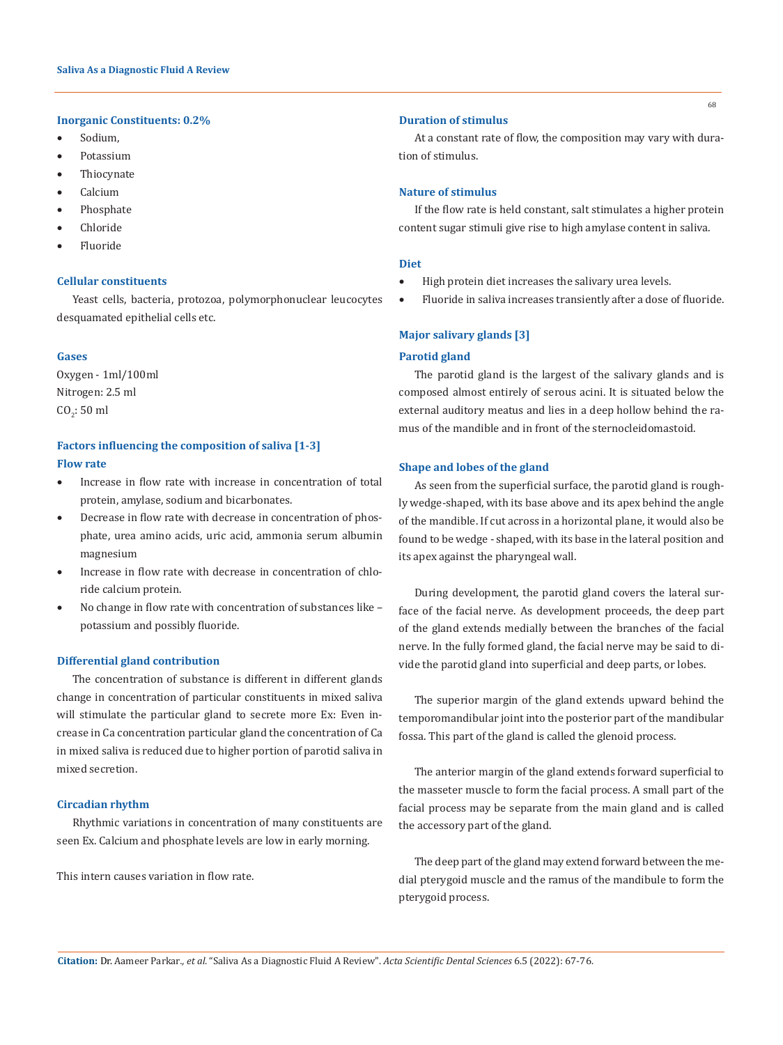### Inorganic Constituents: 0.2%

- Sodium,
- Potassium
- Thiocynate
- Calcium
- Phosphate
- Chloride
- Fluoride

### Cellular constituents

Yeast cells, bacteria, protozoa, polymorphonuclear leucocytes desquamated epithelial cells etc.

### Gases

Oxygen - 1ml/100ml

Nitrogen: 2.5 ml

$CO_2$: 50 ml

### Factors influencing the composition of saliva [1-3]

### Flow rate

- Increase in flow rate with increase in concentration of total protein, amylase, sodium and bicarbonates.
- Decrease in flow rate with decrease in concentration of phosphate, urea amino acids, uric acid, ammonia serum albumin magnesium
- Increase in flow rate with decrease in concentration of chloride calcium protein.
- No change in flow rate with concentration of substances like – potassium and possibly fluoride.

### Differential gland contribution

The concentration of substance is different in different glands change in concentration of particular constituents in mixed saliva will stimulate the particular gland to secrete more Ex: Even increase in Ca concentration particular gland the concentration of Ca in mixed saliva is reduced due to higher portion of parotid saliva in mixed secretion.

### Circadian rhythm

Rhythmic variations in concentration of many constituents are seen Ex. Calcium and phosphate levels are low in early morning.

This intern causes variation in flow rate.

### Duration of stimulus

At a constant rate of flow, the composition may vary with duration of stimulus.

### Nature of stimulus

If the flow rate is held constant, salt stimulates a higher protein content sugar stimuli give rise to high amylase content in saliva.

### Diet

- High protein diet increases the salivary urea levels.
- Fluoride in saliva increases transiently after a dose of fluoride.

### Major salivary glands [3]

### Parotid gland

The parotid gland is the largest of the salivary glands and is composed almost entirely of serous acini. It is situated below the external auditory meatus and lies in a deep hollow behind the ramus of the mandible and in front of the sternocleidomastoid.

### Shape and lobes of the gland

As seen from the superficial surface, the parotid gland is roughly wedge-shaped, with its base above and its apex behind the angle of the mandible. If cut across in a horizontal plane, it would also be found to be wedge - shaped, with its base in the lateral position and its apex against the pharyngeal wall.

During development, the parotid gland covers the lateral surface of the facial nerve. As development proceeds, the deep part of the gland extends medially between the branches of the facial nerve. In the fully formed gland, the facial nerve may be said to divide the parotid gland into superficial and deep parts, or lobes.

The superior margin of the gland extends upward behind the temporomandibular joint into the posterior part of the mandibular fossa. This part of the gland is called the glenoid process.

The anterior margin of the gland extends forward superficial to the masseter muscle to form the facial process. A small part of the facial process may be separate from the main gland and is called the accessory part of the gland.

The deep part of the gland may extend forward between the medial pterygoid muscle and the ramus of the mandibule to form the pterygoid process.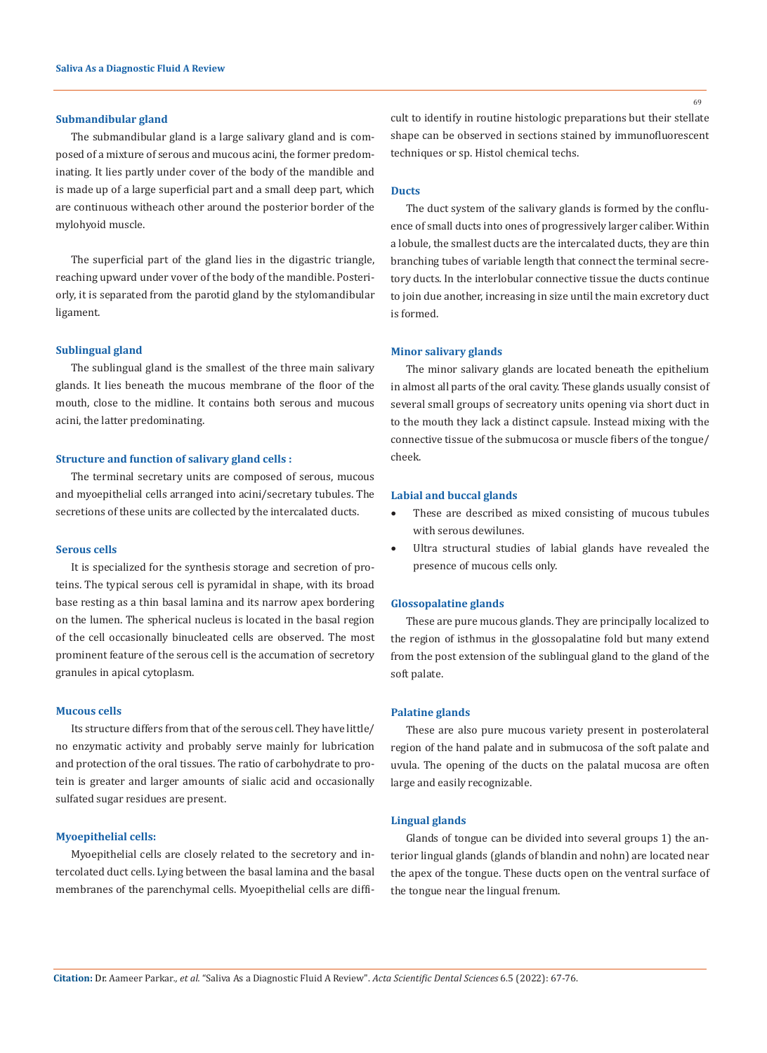### Submandibular gland

The submandibular gland is a large salivary gland and is composed of a mixture of serous and mucous acini, the former predominating. It lies partly under cover of the body of the mandible and is made up of a large superficial part and a small deep part, which are continuous witheach other around the posterior border of the mylohyoid muscle.

The superficial part of the gland lies in the digastric triangle, reaching upward under vover of the body of the mandible. Posteriorly, it is separated from the parotid gland by the stylomandibular ligament.

### Sublingual gland

The sublingual gland is the smallest of the three main salivary glands. It lies beneath the mucous membrane of the floor of the mouth, close to the midline. It contains both serous and mucous acini, the latter predominating.

### Structure and function of salivary gland cells :

The terminal secretary units are composed of serous, mucous and myoepithelial cells arranged into acini/secretary tubules. The secretions of these units are collected by the intercalated ducts.

### Serous cells

It is specialized for the synthesis storage and secretion of proteins. The typical serous cell is pyramidal in shape, with its broad base resting as a thin basal lamina and its narrow apex bordering on the lumen. The spherical nucleus is located in the basal region of the cell occasionally binucleated cells are observed. The most prominent feature of the serous cell is the accumation of secretory granules in apical cytoplasm.

### Mucous cells

Its structure differs from that of the serous cell. They have little/no enzymatic activity and probably serve mainly for lubrication and protection of the oral tissues. The ratio of carbohydrate to protein is greater and larger amounts of sialic acid and occasionally sulfated sugar residues are present.

### Myoepithelial cells:

Myoepithelial cells are closely related to the secretory and intercolated duct cells. Lying between the basal lamina and the basal membranes of the parenchymal cells. Myoepithelial cells are difficult to identify in routine histologic preparations but their stellate shape can be observed in sections stained by immunofluorescent techniques or sp. Histol chemical techs.

### Ducts

The duct system of the salivary glands is formed by the confluence of small ducts into ones of progressively larger caliber. Within a lobule, the smallest ducts are the intercalated ducts, they are thin branching tubes of variable length that connect the terminal secretory ducts. In the interlobular connective tissue the ducts continue to join due another, increasing in size until the main excretory duct is formed.

### Minor salivary glands

The minor salivary glands are located beneath the epithelium in almost all parts of the oral cavity. These glands usually consist of several small groups of secretory units opening via short duct in to the mouth they lack a distinct capsule. Instead mixing with the connective tissue of the submucosa or muscle fibers of the tongue/cheek.

### Labial and buccal glands

- These are described as mixed consisting of mucous tubules with serous dewilunes.
- Ultra structural studies of labial glands have revealed the presence of mucous cells only.

### Glossopalatine glands

These are pure mucous glands. They are principally localized to the region of isthmus in the glossopalatine fold but many extend from the post extension of the sublingual gland to the gland of the soft palate.

### Palatine glands

These are also pure mucous variety present in posterolateral region of the hand palate and in submucosa of the soft palate and uvula. The opening of the ducts on the palatal mucosa are often large and easily recognizable.

### Lingual glands

Glands of tongue can be divided into several groups 1) the anterior lingual glands (glands of blandin and nohn) are located near the apex of the tongue. These ducts open on the ventral surface of the tongue near the lingual frenum.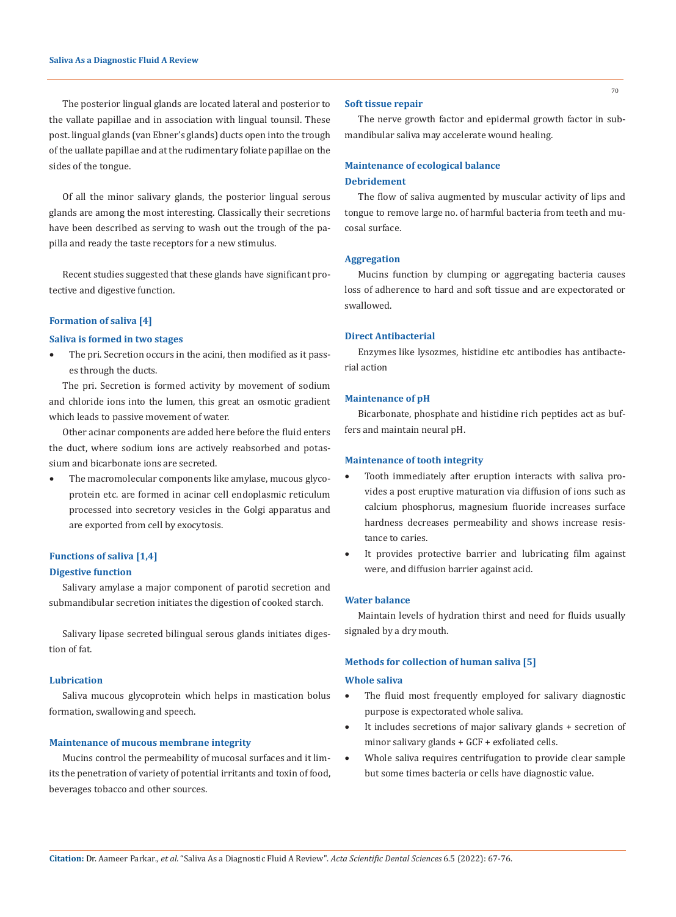The posterior lingual glands are located lateral and posterior to the vallate papillae and in association with lingual tounsil. These post. lingual glands (van Ebner's glands) ducts open into the trough of the uallate papillae and at the rudimentary foliate papillae on the sides of the tongue.

Of all the minor salivary glands, the posterior lingual serous glands are among the most interesting. Classically their secretions have been described as serving to wash out the trough of the papilla and ready the taste receptors for a new stimulus.

Recent studies suggested that these glands have significant protective and digestive function.

## Formation of saliva [4]

### Saliva is formed in two stages

- The pri. Secretion occurs in the acini, then modified as it passes through the ducts.

The pri. Secretion is formed activity by movement of sodium and chloride ions into the lumen, this great an osmotic gradient which leads to passive movement of water.

Other acinar components are added here before the fluid enters the duct, where sodium ions are actively reabsorbed and potassium and bicarbonate ions are secreted.

- The macromolecular components like amylase, mucous glycoprotein etc. are formed in acinar cell endoplasmic reticulum processed into secretory vesicles in the Golgi apparatus and are exported from cell by exocytosis.

## Functions of saliva [1,4]

### Digestive function

Salivary amylase a major component of parotid secretion and submandibular secretion initiates the digestion of cooked starch.

Salivary lipase secreted bilingual serous glands initiates digestion of fat.

### Lubrication

Saliva mucous glycoprotein which helps in mastication bolus formation, swallowing and speech.

### Maintenance of mucous membrane integrity

Mucins control the permeability of mucosal surfaces and it limits the penetration of variety of potential irritants and toxin of food, beverages tobacco and other sources.

### Soft tissue repair

The nerve growth factor and epidermal growth factor in submandibular saliva may accelerate wound healing.

### Maintenance of ecological balance

### Debridement

The flow of saliva augmented by muscular activity of lips and tongue to remove large no. of harmful bacteria from teeth and mucosal surface.

### Aggregation

Mucins function by clumping or aggregating bacteria causes loss of adherence to hard and soft tissue and are expectorated or swallowed.

### Direct Antibacterial

Enzymes like lysozmes, histidine etc antibodies has antibacterial action

### Maintenance of pH

Bicarbonate, phosphate and histidine rich peptides act as buffers and maintain neural pH.

### Maintenance of tooth integrity

- Tooth immediately after eruption interacts with saliva provides a post eruptive maturation via diffusion of ions such as calcium phosphorus, magnesium fluoride increases surface hardness decreases permeability and shows increase resistance to caries.
- It provides protective barrier and lubricating film against were, and diffusion barrier against acid.

### Water balance

Maintain levels of hydration thirst and need for fluids usually signaled by a dry mouth.

## Methods for collection of human saliva [5]

### Whole saliva

- The fluid most frequently employed for salivary diagnostic purpose is expectorated whole saliva.
- It includes secretions of major salivary glands + secretion of minor salivary glands + GCF + exfoliated cells.
- Whole saliva requires centrifugation to provide clear sample but some times bacteria or cells have diagnostic value.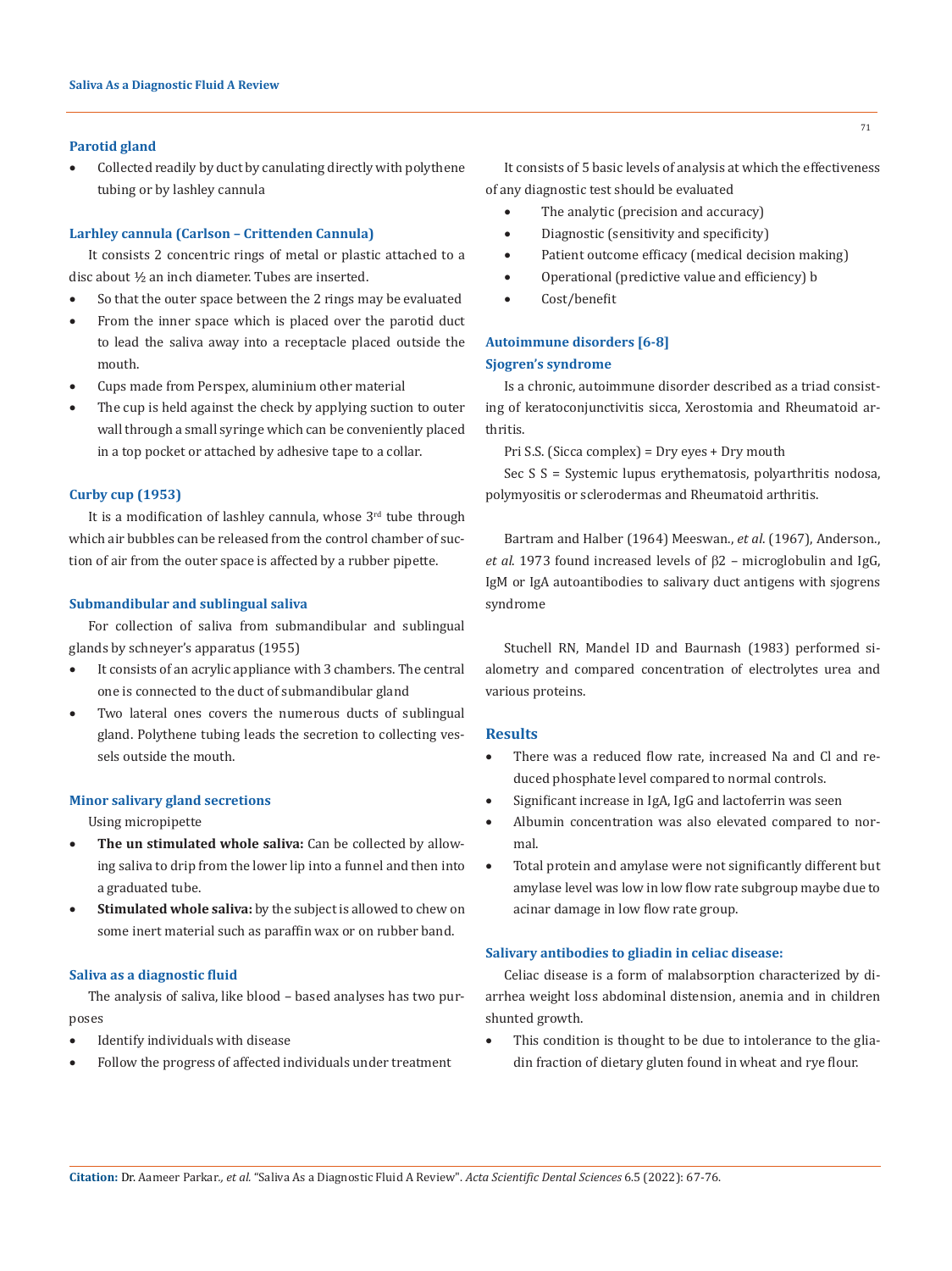### Parotid gland

- Collected readily by duct by canulating directly with polythene tubing or by lashley cannula

### Larhley cannula (Carlson – Crittenden Cannula)

It consists 2 concentric rings of metal or plastic attached to a disc about ½ an inch diameter. Tubes are inserted.

- So that the outer space between the 2 rings may be evaluated
- From the inner space which is placed over the parotid duct to lead the saliva away into a receptacle placed outside the mouth.
- Cups made from Perspex, aluminium other material
- The cup is held against the check by applying suction to outer wall through a small syringe which can be conveniently placed in a top pocket or attached by adhesive tape to a collar.

### Curby cup (1953)

It is a modification of lashley cannula, whose 3rd tube through which air bubbles can be released from the control chamber of suction of air from the outer space is affected by a rubber pipette.

### Submandibular and sublingual saliva

For collection of saliva from submandibular and sublingual glands by schneyer's apparatus (1955)

- It consists of an acrylic appliance with 3 chambers. The central one is connected to the duct of submandibular gland
- Two lateral ones covers the numerous ducts of sublingual gland. Polythene tubing leads the secretion to collecting vessels outside the mouth.

### Minor salivary gland secretions

Using micropipette

- **The un stimulated whole saliva:** Can be collected by allowing saliva to drip from the lower lip into a funnel and then into a graduated tube.
- **Stimulated whole saliva:** by the subject is allowed to chew on some inert material such as paraffin wax or on rubber band.

### Saliva as a diagnostic fluid

The analysis of saliva, like blood – based analyses has two purposes

- Identify individuals with disease
- Follow the progress of affected individuals under treatment

It consists of 5 basic levels of analysis at which the effectiveness of any diagnostic test should be evaluated

- The analytic (precision and accuracy)
- Diagnostic (sensitivity and specificity)
- Patient outcome efficacy (medical decision making)
- Operational (predictive value and efficiency) b
- Cost/benefit

### Autoimmune disorders [6-8]

### Sjogren's syndrome

Is a chronic, autoimmune disorder described as a triad consisting of keratoconjunctivitis sicca, Xerostomia and Rheumatoid arthritis.

Pri S.S. (Sicca complex) = Dry eyes + Dry mouth

Sec S S = Systemic lupus erythematosis, polyarthritis nodosa, polymyositis or sclerodermas and Rheumatoid arthritis.

Bartram and Halber (1964) Meeswan., *et al*. (1967), Anderson., *et al*. 1973 found increased levels of β2 – microglobulin and IgG, IgM or IgA autoantibodies to salivary duct antigens with sjogrens syndrome

Stuchell RN, Mandel ID and Baurnash (1983) performed sialometry and compared concentration of electrolytes urea and various proteins.

## Results

- There was a reduced flow rate, increased Na and Cl and reduced phosphate level compared to normal controls.
- Significant increase in IgA, IgG and lactoferrin was seen
- Albumin concentration was also elevated compared to normal.
- Total protein and amylase were not significantly different but amylase level was low in low flow rate subgroup maybe due to acinar damage in low flow rate group.

### Salivary antibodies to gliadin in celiac disease:

Celiac disease is a form of malabsorption characterized by diarrhea weight loss abdominal distension, anemia and in children shunted growth.

- This condition is thought to be due to intolerance to the gliadin fraction of dietary gluten found in wheat and rye flour.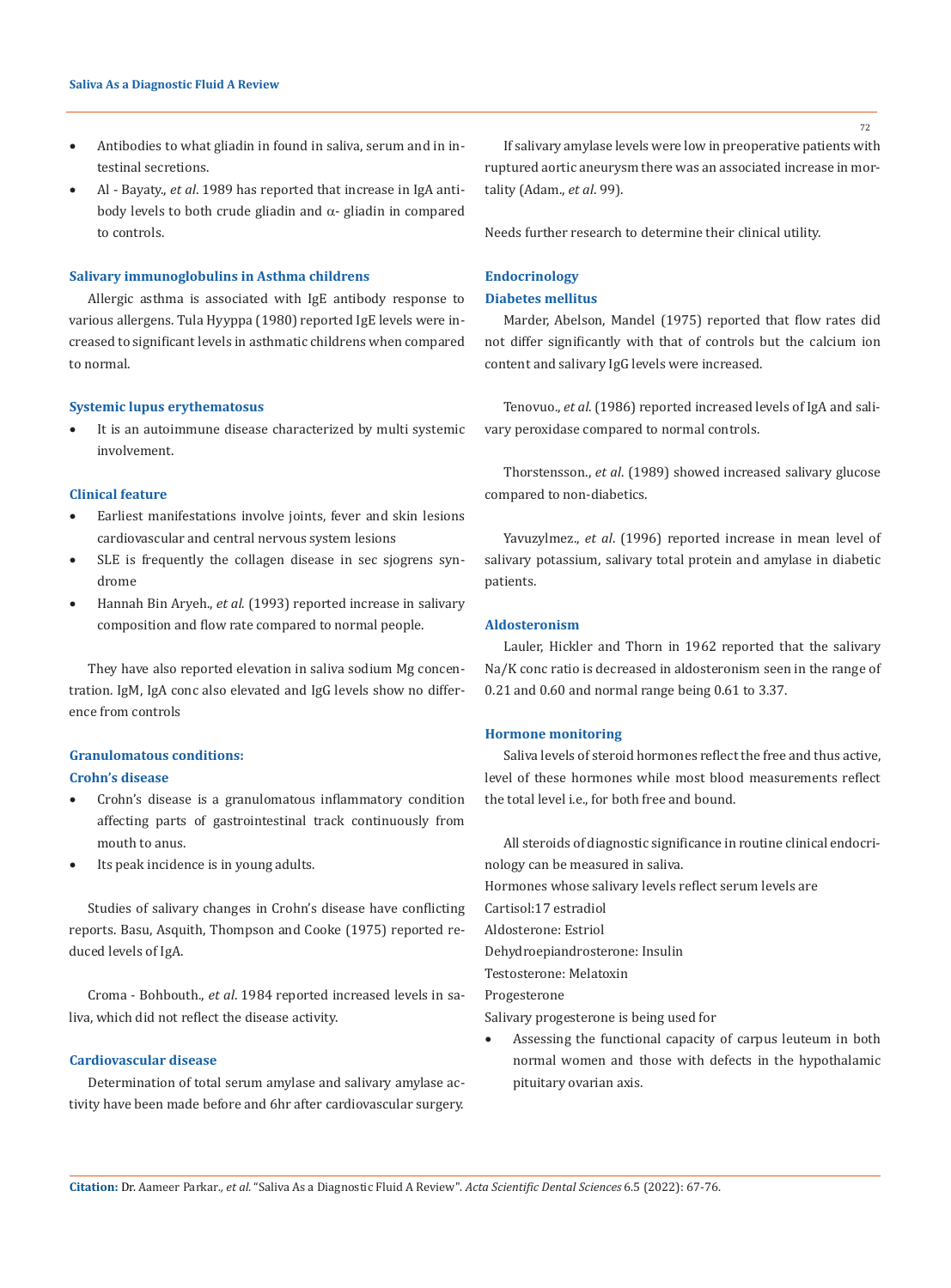- Antibodies to what gliadin in found in saliva, serum and in intestinal secretions.
- Al - Bayaty., *et al*. 1989 has reported that increase in IgA antibody levels to both crude gliadin and α- gliadin in compared to controls.

### Salivary immunoglobulins in Asthma childrens

Allergic asthma is associated with IgE antibody response to various allergens. Tula Hyyppa (1980) reported IgE levels were increased to significant levels in asthmatic childrens when compared to normal.

### Systemic lupus erythematosus

- It is an autoimmune disease characterized by multi systemic involvement.

### Clinical feature

- Earliest manifestations involve joints, fever and skin lesions cardiovascular and central nervous system lesions
- SLE is frequently the collagen disease in sec sjogrens syndrome
- Hannah Bin Aryeh., *et al*. (1993) reported increase in salivary composition and flow rate compared to normal people.

They have also reported elevation in saliva sodium Mg concentration. IgM, IgA conc also elevated and IgG levels show no difference from controls

### Granulomatous conditions:

### Crohn's disease

- Crohn's disease is a granulomatous inflammatory condition affecting parts of gastrointestinal track continuously from mouth to anus.
- Its peak incidence is in young adults.

Studies of salivary changes in Crohn's disease have conflicting reports. Basu, Asquith, Thompson and Cooke (1975) reported reduced levels of IgA.

Croma - Bohbouth., *et al*. 1984 reported increased levels in saliva, which did not reflect the disease activity.

### Cardiovascular disease

Determination of total serum amylase and salivary amylase activity have been made before and 6hr after cardiovascular surgery.

If salivary amylase levels were low in preoperative patients with ruptured aortic aneurysm there was an associated increase in mortality (Adam., *et al*. 99).

Needs further research to determine their clinical utility.

### Endocrinology

### Diabetes mellitus

Marder, Abelson, Mandel (1975) reported that flow rates did not differ significantly with that of controls but the calcium ion content and salivary IgG levels were increased.

Tenovuo., *et al*. (1986) reported increased levels of IgA and salivary peroxidase compared to normal controls.

Thorstensson., *et al*. (1989) showed increased salivary glucose compared to non-diabetics.

Yavuzylmez., *et al*. (1996) reported increase in mean level of salivary potassium, salivary total protein and amylase in diabetic patients.

### Aldosteronism

Lauler, Hickler and Thorn in 1962 reported that the salivary Na/K conc ratio is decreased in aldosteronism seen in the range of 0.21 and 0.60 and normal range being 0.61 to 3.37.

### Hormone monitoring

Saliva levels of steroid hormones reflect the free and thus active, level of these hormones while most blood measurements reflect the total level i.e., for both free and bound.

All steroids of diagnostic significance in routine clinical endocrinology can be measured in saliva.

Hormones whose salivary levels reflect serum levels are

Cartisol:17 estradiol

Aldosterone: Estriol

Dehydroepiandrosterone: Insulin

Testosterone: Melatoxin

Progesterone

Salivary progesterone is being used for

- Assessing the functional capacity of carpus leuteum in both normal women and those with defects in the hypothalamic pituitary ovarian axis.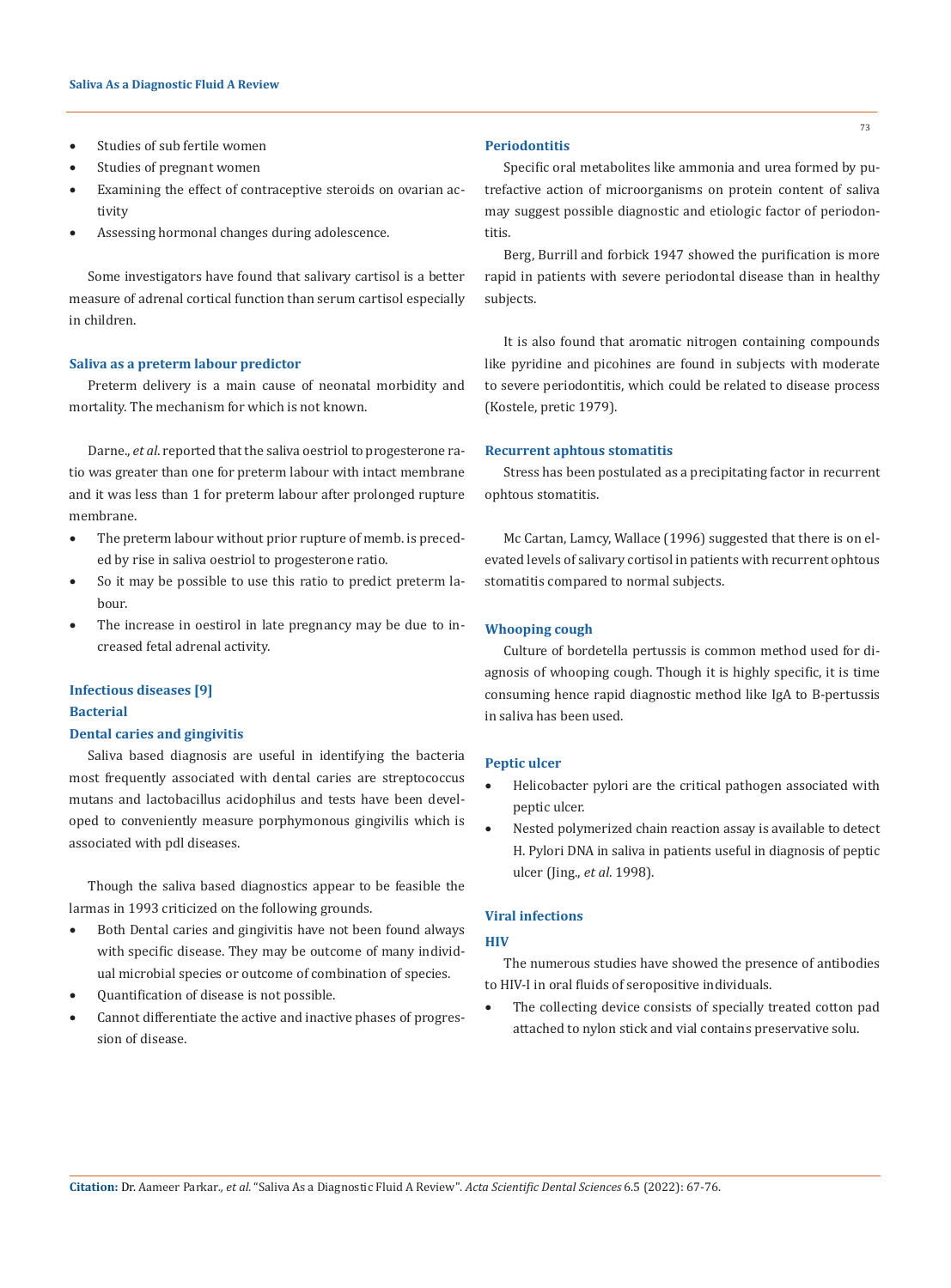- Studies of sub fertile women
- Studies of pregnant women
- Examining the effect of contraceptive steroids on ovarian activity
- Assessing hormonal changes during adolescence.

Some investigators have found that salivary cartisol is a better measure of adrenal cortical function than serum cartisol especially in children.

### Saliva as a preterm labour predictor

Preterm delivery is a main cause of neonatal morbidity and mortality. The mechanism for which is not known.

Darne., *et al.* reported that the saliva oestriol to progesterone ratio was greater than one for preterm labour with intact membrane and it was less than 1 for preterm labour after prolonged rupture membrane.

- The preterm labour without prior rupture of memb. is preceded by rise in saliva oestriol to progesterone ratio.
- So it may be possible to use this ratio to predict preterm labour.
- The increase in oestirol in late pregnancy may be due to increased fetal adrenal activity.

### Infectious diseases [9]

### Bacterial

### Dental caries and gingivitis

Saliva based diagnosis are useful in identifying the bacteria most frequently associated with dental caries are streptococcus mutans and lactobacillus acidophilus and tests have been developed to conveniently measure porphymonous gingivilis which is associated with pdl diseases.

Though the saliva based diagnostics appear to be feasible the larmas in 1993 criticized on the following grounds.

- Both Dental caries and gingivitis have not been found always with specific disease. They may be outcome of many individual microbial species or outcome of combination of species.
- Quantification of disease is not possible.
- Cannot differentiate the active and inactive phases of progression of disease.

### Periodontitis

Specific oral metabolites like ammonia and urea formed by putrefactive action of microorganisms on protein content of saliva may suggest possible diagnostic and etiologic factor of periodontitis.

Berg, Burrill and forbick 1947 showed the purification is more rapid in patients with severe periodontal disease than in healthy subjects.

It is also found that aromatic nitrogen containing compounds like pyridine and picohines are found in subjects with moderate to severe periodontitis, which could be related to disease process (Kostele, pretic 1979).

### Recurrent aphtous stomatitis

Stress has been postulated as a precipitating factor in recurrent ophtous stomatitis.

Mc Cartan, Lamcy, Wallace (1996) suggested that there is on elevated levels of salivary cortisol in patients with recurrent ophtous stomatitis compared to normal subjects.

### Whooping cough

Culture of bordetella pertussis is common method used for diagnosis of whooping cough. Though it is highly specific, it is time consuming hence rapid diagnostic method like IgA to B-pertussis in saliva has been used.

### Peptic ulcer

- Helicobacter pylori are the critical pathogen associated with peptic ulcer.
- Nested polymerized chain reaction assay is available to detect H. Pylori DNA in saliva in patients useful in diagnosis of peptic ulcer (Jing., *et al.* 1998).

### Viral infections

### HIV

The numerous studies have showed the presence of antibodies to HIV-I in oral fluids of seropositive individuals.

- The collecting device consists of specially treated cotton pad attached to nylon stick and vial contains preservative solu.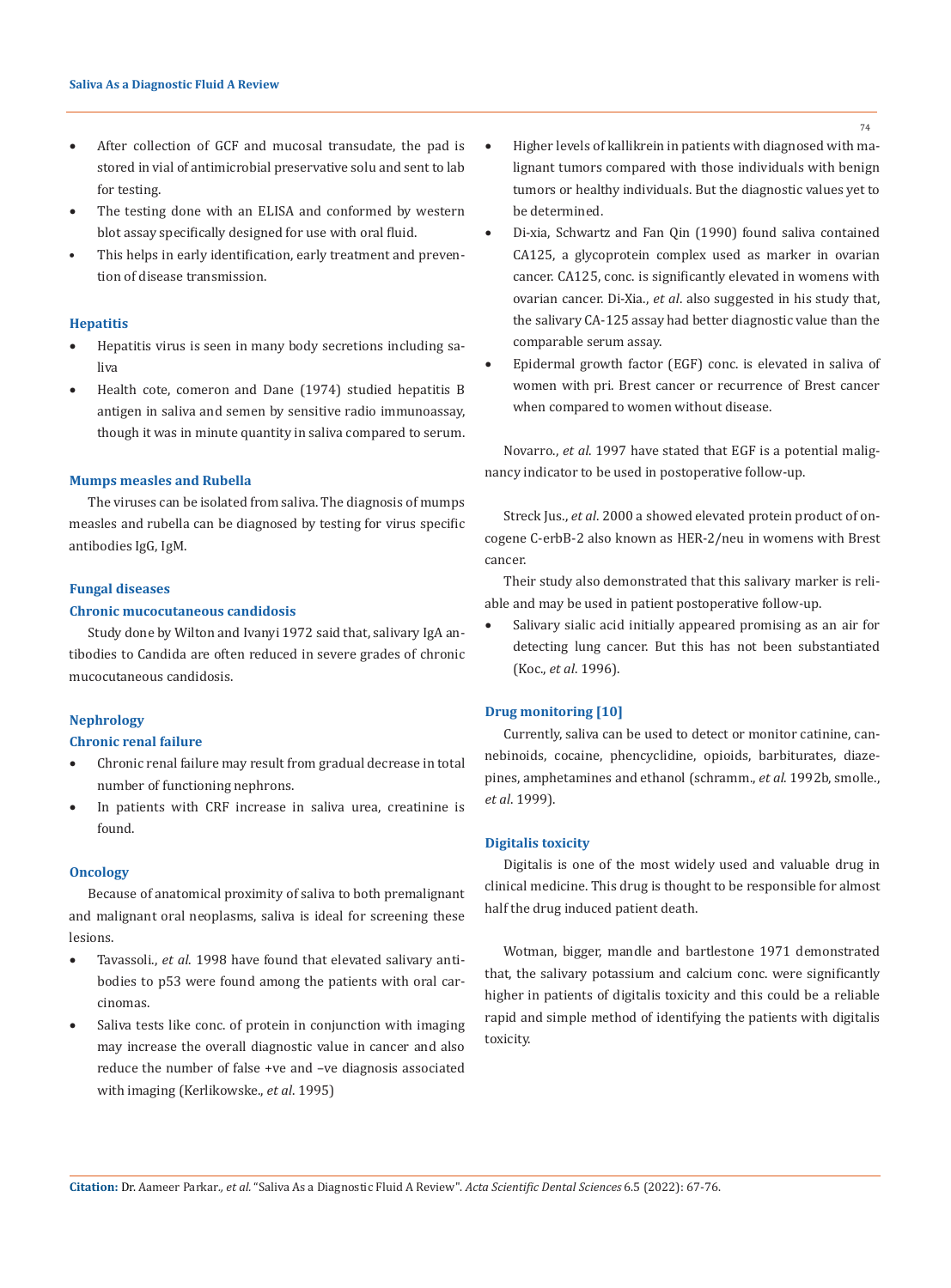- After collection of GCF and mucosal transudate, the pad is stored in vial of antimicrobial preservative solu and sent to lab for testing.
- The testing done with an ELISA and conformed by western blot assay specifically designed for use with oral fluid.
- This helps in early identification, early treatment and prevention of disease transmission.

### Hepatitis

- Hepatitis virus is seen in many body secretions including saliva
- Health cote, comeron and Dane (1974) studied hepatitis B antigen in saliva and semen by sensitive radio immunoassay, though it was in minute quantity in saliva compared to serum.

### Mumps measles and Rubella

The viruses can be isolated from saliva. The diagnosis of mumps measles and rubella can be diagnosed by testing for virus specific antibodies IgG, IgM.

### Fungal diseases

#### Chronic mucocutaneous candidosis

Study done by Wilton and Ivanyi 1972 said that, salivary IgA antibodies to Candida are often reduced in severe grades of chronic mucocutaneous candidosis.

### Nephrology

#### Chronic renal failure

- Chronic renal failure may result from gradual decrease in total number of functioning nephrons.
- In patients with CRF increase in saliva urea, creatinine is found.

### Oncology

Because of anatomical proximity of saliva to both premalignant and malignant oral neoplasms, saliva is ideal for screening these lesions.

- Tavassoli., *et al*. 1998 have found that elevated salivary antibodies to p53 were found among the patients with oral carcinomas.
- Saliva tests like conc. of protein in conjunction with imaging may increase the overall diagnostic value in cancer and also reduce the number of false +ve and –ve diagnosis associated with imaging (Kerlikowske., *et al*. 1995)
- Higher levels of kallikrein in patients with diagnosed with malignant tumors compared with those individuals with benign tumors or healthy individuals. But the diagnostic values yet to be determined.
- Di-xia, Schwartz and Fan Qin (1990) found saliva contained CA125, a glycoprotein complex used as marker in ovarian cancer. CA125, conc. is significantly elevated in womens with ovarian cancer. Di-Xia., *et al*. also suggested in his study that, the salivary CA-125 assay had better diagnostic value than the comparable serum assay.
- Epidermal growth factor (EGF) conc. is elevated in saliva of women with pri. Brest cancer or recurrence of Brest cancer when compared to women without disease.

Novarro., *et al*. 1997 have stated that EGF is a potential malignancy indicator to be used in postoperative follow-up.

Streck Jus., *et al*. 2000 a showed elevated protein product of oncogene C-erbB-2 also known as HER-2/neu in womens with Brest cancer.

Their study also demonstrated that this salivary marker is reliable and may be used in patient postoperative follow-up.

- Salivary sialic acid initially appeared promising as an air for detecting lung cancer. But this has not been substantiated (Koc., *et al*. 1996).

### Drug monitoring [10]

Currently, saliva can be used to detect or monitor catinine, cannebinoids, cocaine, phencyclidine, opioids, barbiturates, diazepines, amphetamines and ethanol (schramm., *et al*. 1992b, smolle., *et al*. 1999).

### Digitalis toxicity

Digitalis is one of the most widely used and valuable drug in clinical medicine. This drug is thought to be responsible for almost half the drug induced patient death.

Wotman, bigger, mandle and bartlestone 1971 demonstrated that, the salivary potassium and calcium conc. were significantly higher in patients of digitalis toxicity and this could be a reliable rapid and simple method of identifying the patients with digitalis toxicity.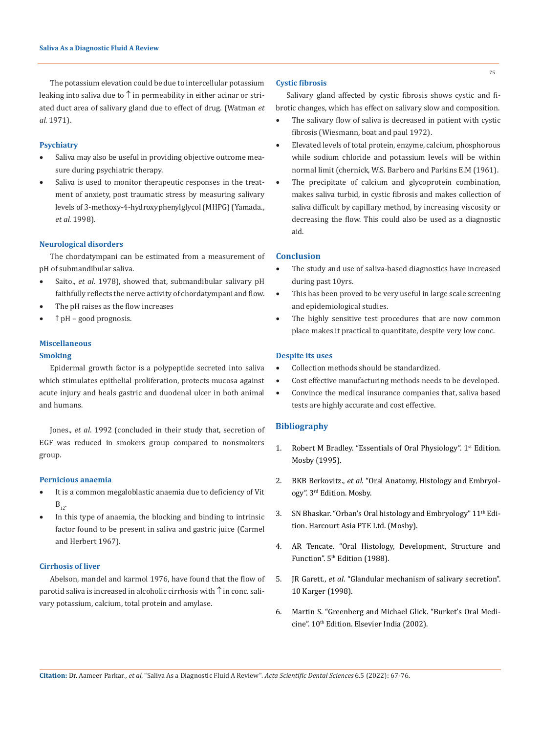The potassium elevation could be due to intercellular potassium leaking into saliva due to ↑ in permeability in either acinar or striated duct area of salivary gland due to effect of drug. (Watman *et al*. 1971).

### Psychiatry

- Saliva may also be useful in providing objective outcome measure during psychiatric therapy.
- Saliva is used to monitor therapeutic responses in the treatment of anxiety, post traumatic stress by measuring salivary levels of 3-methoxy-4-hydroxyphenylglycol (MHPG) (Yamada., *et al*. 1998).

### Neurological disorders

The chordatympani can be estimated from a measurement of pH of submandibular saliva.

- Saito., *et al*. 1978), showed that, submandibular salivary pH faithfully reflects the nerve activity of chordatympani and flow.
- The pH raises as the flow increases
- ↑ pH – good prognosis.

### Miscellaneous

### Smoking

Epidermal growth factor is a polypeptide secreted into saliva which stimulates epithelial proliferation, protects mucosa against acute injury and heals gastric and duodenal ulcer in both animal and humans.

Jones., *et al*. 1992 (concluded in their study that, secretion of EGF was reduced in smokers group compared to nonsmokers group.

### Pernicious anaemia

- It is a common megaloblastic anaemia due to deficiency of Vit $B_{12}$.
- In this type of anaemia, the blocking and binding to intrinsic factor found to be present in saliva and gastric juice (Carmel and Herbert 1967).

### Cirrhosis of liver

Abelson, mandel and karmol 1976, have found that the flow of parotid saliva is increased in alcoholic cirrhosis with ↑ in conc. salivary potassium, calcium, total protein and amylase.

### Cystic fibrosis

Salivary gland affected by cystic fibrosis shows cystic and fibrotic changes, which has effect on salivary slow and composition.

- The salivary flow of saliva is decreased in patient with cystic fibrosis (Wiesmann, boat and paul 1972).
- Elevated levels of total protein, enzyme, calcium, phosphorous while sodium chloride and potassium levels will be within normal limit (chernick, W.S. Barbero and Parkins E.M (1961).
- The precipitate of calcium and glycoprotein combination, makes saliva turbid, in cystic fibrosis and makes collection of saliva difficult by capillary method, by increasing viscosity or decreasing the flow. This could also be used as a diagnostic aid.

## Conclusion

- The study and use of saliva-based diagnostics have increased during past 10yrs.
- This has been proved to be very useful in large scale screening and epidemiological studies.
- The highly sensitive test procedures that are now common place makes it practical to quantitate, despite very low conc.

### Despite its uses

- Collection methods should be standardized.
- Cost effective manufacturing methods needs to be developed.
- Convince the medical insurance companies that, saliva based tests are highly accurate and cost effective.

## Bibliography

1. Robert M Bradley. "Essentials of Oral Physiology". 1st Edition. Mosby (1995).
2. BKB Berkovitz., *et al*. "Oral Anatomy, Histology and Embryology". 3rd Edition. Mosby.
3. SN Bhaskar. "Orban's Oral histology and Embryology" 11th Edition. Harcourt Asia PTE Ltd. (Mosby).
4. AR Tencate. "Oral Histology, Development, Structure and Function". 5th Edition (1988).
5. JR Garett., *et al*. "Glandular mechanism of salivary secretion". 10 Karger (1998).
6. Martin S. "Greenberg and Michael Glick. "Burket's Oral Medicine". 10th Edition. Elsevier India (2002).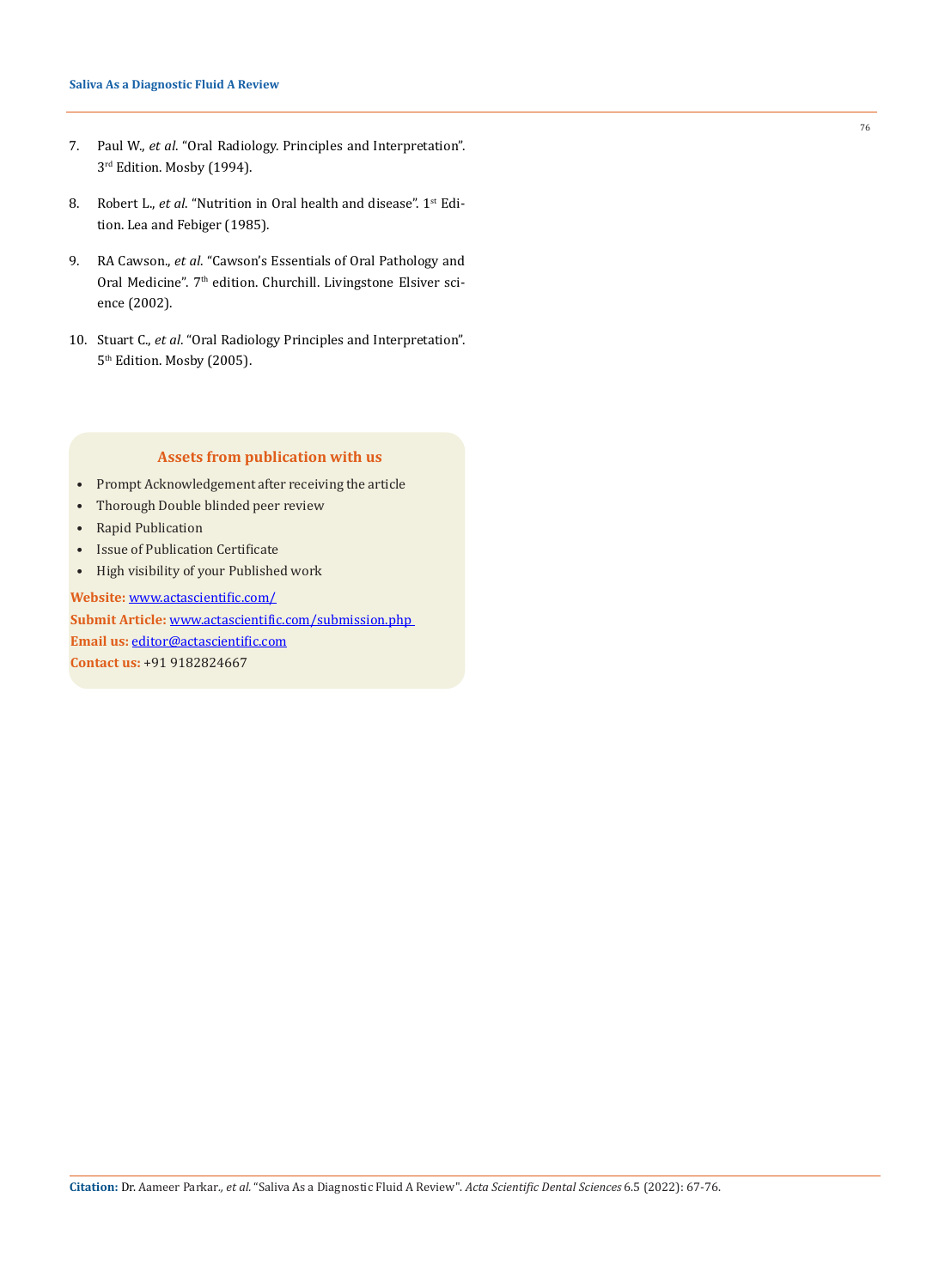7. Paul W., *et al*. "Oral Radiology. Principles and Interpretation". 3rd Edition. Mosby (1994).

8. Robert L., *et al*. "Nutrition in Oral health and disease". 1st Edition. Lea and Febiger (1985).

9. RA Cawson., *et al*. "Cawson's Essentials of Oral Pathology and Oral Medicine". 7th edition. Churchill. Livingstone Elsiver science (2002).

10. Stuart C., *et al*. "Oral Radiology Principles and Interpretation". 5th Edition. Mosby (2005).

**Assets from publication with us**

- Prompt Acknowledgement after receiving the article
- Thorough Double blinded peer review
- Rapid Publication
- Issue of Publication Certificate
- High visibility of your Published work

**Website:** www.actascientific.com/
**Submit Article:** www.actascientific.com/submission.php
**Email us:** editor@actascientific.com
**Contact us:** +91 9182824667

**Citation:** Dr. Aameer Parkar., *et al*. "Saliva As a Diagnostic Fluid A Review". *Acta Scientific Dental Sciences* 6.5 (2022): 67-76.